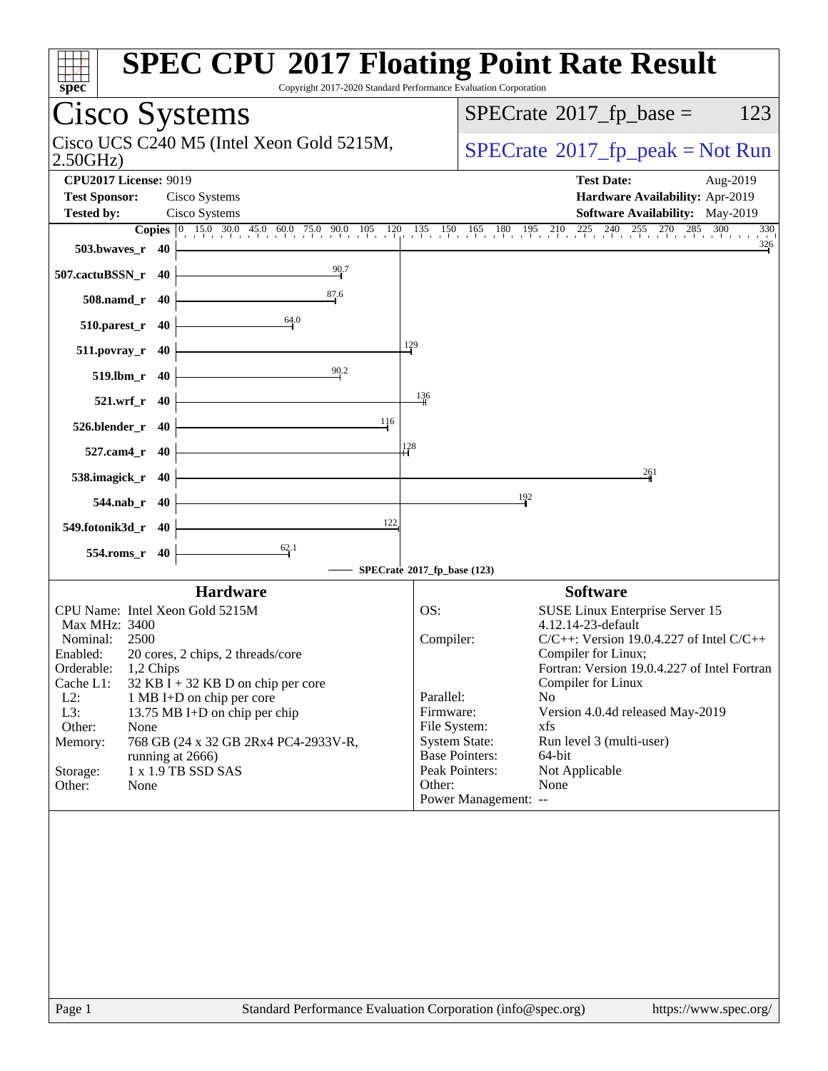# SPEC CPU 2017 Floating Point Rate Result

Copyright 2017-2020 Standard Performance Evaluation Corporation

## Cisco Systems

Cisco UCS C240 M5 (Intel Xeon Gold 5215M, 2.50GHz)

SPECrate 2017_fp_base = 123

SPECrate 2017_fp_peak = Not Run

**CPU2017 License:** 9019
**Test Sponsor:** Cisco Systems
**Tested by:** Cisco Systems

**Test Date:** Aug-2019
**Hardware Availability:** Apr-2019
**Software Availability:** May-2019

| Benchmark | Copies | SPECrate 2017_fp_base |
|---|---|---|
| 503.bwaves_r | 40 | 326 |
| 507.cactuBSSN_r | 40 | 90.7 |
| 508.namd_r | 40 | 87.6 |
| 510.parest_r | 40 | 64.0 |
| 511.povray_r | 40 | 129 |
| 519.lbm_r | 40 | 90.2 |
| 521.wrf_r | 40 | 136 |
| 526.blender_r | 40 | 116 |
| 527.cam4_r | 40 | 128 |
| 538.imagick_r | 40 | 261 |
| 544.nab_r | 40 | 192 |
| 549.fotonik3d_r | 40 | 122 |
| 554.roms_r | 40 | 62.1 |

SPECrate 2017_fp_base (123)

### Hardware

| | |
|---|---|
| CPU Name: | Intel Xeon Gold 5215M |
| Max MHz: | 3400 |
| Nominal: | 2500 |
| Enabled: | 20 cores, 2 chips, 2 threads/core |
| Orderable: | 1,2 Chips |
| Cache L1: | 32 KB I + 32 KB D on chip per core |
| L2: | 1 MB I+D on chip per core |
| L3: | 13.75 MB I+D on chip per chip |
| Other: | None |
| Memory: | 768 GB (24 x 32 GB 2Rx4 PC4-2933V-R, running at 2666) |
| Storage: | 1 x 1.9 TB SSD SAS |
| Other: | None |

### Software

| | |
|---|---|
| OS: | SUSE Linux Enterprise Server 15 4.12.14-23-default |
| Compiler: | C/C++: Version 19.0.4.227 of Intel C/C++ Compiler for Linux; Fortran: Version 19.0.4.227 of Intel Fortran Compiler for Linux |
| Parallel: | No |
| Firmware: | Version 4.0.4d released May-2019 |
| File System: | xfs |
| System State: | Run level 3 (multi-user) |
| Base Pointers: | 64-bit |
| Peak Pointers: | Not Applicable |
| Other: | None |
| Power Management: | -- |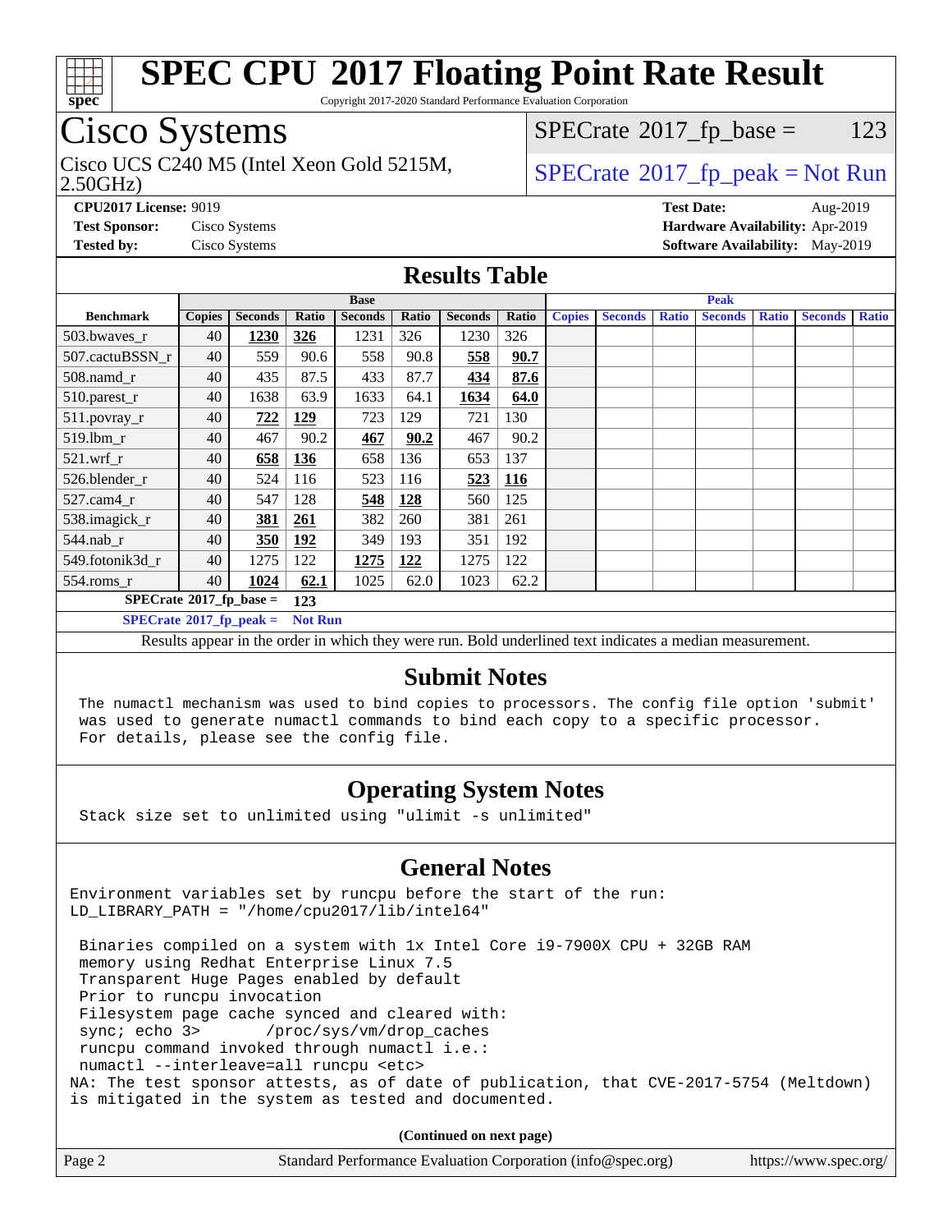# SPEC CPU 2017 Floating Point Rate Result

Copyright 2017-2020 Standard Performance Evaluation Corporation

## Cisco Systems

Cisco UCS C240 M5 (Intel Xeon Gold 5215M, 2.50GHz)

SPECrate 2017_fp_base = 123

SPECrate 2017_fp_peak = Not Run

**CPU2017 License:** 9019
**Test Sponsor:** Cisco Systems
**Tested by:** Cisco Systems

**Test Date:** Aug-2019
**Hardware Availability:** Apr-2019
**Software Availability:** May-2019

## Results Table

| Benchmark | Base | | | | | | | Peak | | | | | | |
|---|---|---|---|---|---|---|---|---|---|---|---|---|---|---|
| | Copies | Seconds | Ratio | Seconds | Ratio | Seconds | Ratio | Copies | Seconds | Ratio | Seconds | Ratio | Seconds | Ratio |
| 503.bwaves_r | 40 | **1230** | **326** | 1231 | 326 | 1230 | 326 | | | | | | | |
| 507.cactuBSSN_r | 40 | 559 | 90.6 | 558 | 90.8 | **558** | **90.7** | | | | | | | |
| 508.namd_r | 40 | 435 | 87.5 | 433 | 87.7 | **434** | **87.6** | | | | | | | |
| 510.parest_r | 40 | 1638 | 63.9 | 1633 | 64.1 | **1634** | **64.0** | | | | | | | |
| 511.povray_r | 40 | **722** | **129** | 723 | 129 | 721 | 130 | | | | | | | |
| 519.lbm_r | 40 | 467 | 90.2 | **467** | **90.2** | 467 | 90.2 | | | | | | | |
| 521.wrf_r | 40 | **658** | **136** | 658 | 136 | 653 | 137 | | | | | | | |
| 526.blender_r | 40 | 524 | 116 | 523 | 116 | **523** | **116** | | | | | | | |
| 527.cam4_r | 40 | 547 | 128 | **548** | **128** | 560 | 125 | | | | | | | |
| 538.imagick_r | 40 | **381** | **261** | 382 | 260 | 381 | 261 | | | | | | | |
| 544.nab_r | 40 | **350** | **192** | 349 | 193 | 351 | 192 | | | | | | | |
| 549.fotonik3d_r | 40 | 1275 | 122 | **1275** | **122** | 1275 | 122 | | | | | | | |
| 554.roms_r | 40 | **1024** | **62.1** | 1025 | 62.0 | 1023 | 62.2 | | | | | | | |

**SPECrate 2017_fp_base = 123**

**SPECrate 2017_fp_peak = Not Run**

Results appear in the order in which they were run. Bold underlined text indicates a median measurement.

## Submit Notes

```
The numactl mechanism was used to bind copies to processors. The config file option 'submit'
was used to generate numactl commands to bind each copy to a specific processor.
For details, please see the config file.
```

## Operating System Notes

```
Stack size set to unlimited using "ulimit -s unlimited"
```

## General Notes

```
Environment variables set by runcpu before the start of the run:
LD_LIBRARY_PATH = "/home/cpu2017/lib/intel64"

 Binaries compiled on a system with 1x Intel Core i9-7900X CPU + 32GB RAM
 memory using Redhat Enterprise Linux 7.5
 Transparent Huge Pages enabled by default
 Prior to runcpu invocation
 Filesystem page cache synced and cleared with:
 sync; echo 3>       /proc/sys/vm/drop_caches
 runcpu command invoked through numactl i.e.:
 numactl --interleave=all runcpu <etc>
NA: The test sponsor attests, as of date of publication, that CVE-2017-5754 (Meltdown)
is mitigated in the system as tested and documented.
```

**(Continued on next page)**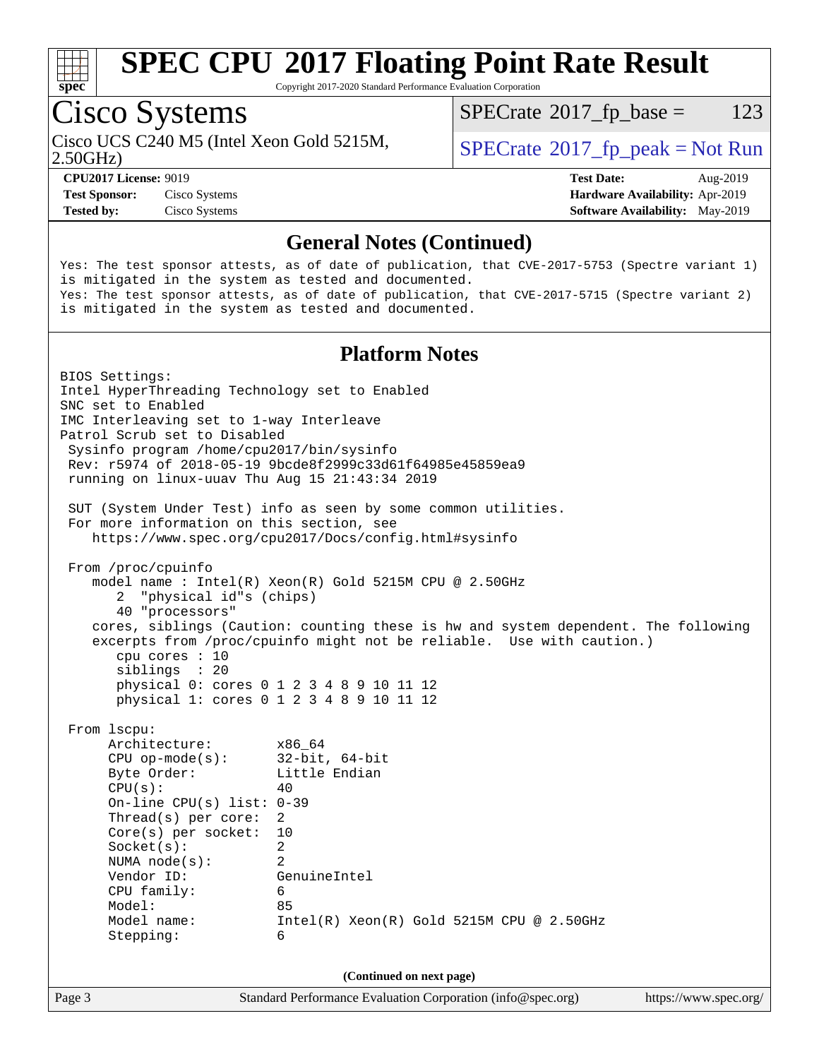# SPEC CPU 2017 Floating Point Rate Result

Copyright 2017-2020 Standard Performance Evaluation Corporation

## Cisco Systems

Cisco UCS C240 M5 (Intel Xeon Gold 5215M, 2.50GHz)

SPECrate 2017_fp_base = 123

SPECrate 2017_fp_peak = Not Run

**CPU2017 License:** 9019
**Test Sponsor:** Cisco Systems
**Tested by:** Cisco Systems

**Test Date:** Aug-2019
**Hardware Availability:** Apr-2019
**Software Availability:** May-2019

### General Notes (Continued)

```
Yes: The test sponsor attests, as of date of publication, that CVE-2017-5753 (Spectre variant 1)
is mitigated in the system as tested and documented.
Yes: The test sponsor attests, as of date of publication, that CVE-2017-5715 (Spectre variant 2)
is mitigated in the system as tested and documented.
```

### Platform Notes

```
BIOS Settings:
Intel HyperThreading Technology set to Enabled
SNC set to Enabled
IMC Interleaving set to 1-way Interleave
Patrol Scrub set to Disabled
 Sysinfo program /home/cpu2017/bin/sysinfo
 Rev: r5974 of 2018-05-19 9bcde8f2999c33d61f64985e45859ea9
 running on linux-uuav Thu Aug 15 21:43:34 2019

 SUT (System Under Test) info as seen by some common utilities.
 For more information on this section, see
    https://www.spec.org/cpu2017/Docs/config.html#sysinfo

 From /proc/cpuinfo
    model name : Intel(R) Xeon(R) Gold 5215M CPU @ 2.50GHz
       2  "physical id"s (chips)
       40 "processors"
    cores, siblings (Caution: counting these is hw and system dependent. The following
    excerpts from /proc/cpuinfo might not be reliable.  Use with caution.)
       cpu cores : 10
       siblings  : 20
       physical 0: cores 0 1 2 3 4 8 9 10 11 12
       physical 1: cores 0 1 2 3 4 8 9 10 11 12

 From lscpu:
      Architecture:        x86_64
      CPU op-mode(s):      32-bit, 64-bit
      Byte Order:          Little Endian
      CPU(s):              40
      On-line CPU(s) list: 0-39
      Thread(s) per core:  2
      Core(s) per socket:  10
      Socket(s):           2
      NUMA node(s):        2
      Vendor ID:           GenuineIntel
      CPU family:          6
      Model:               85
      Model name:          Intel(R) Xeon(R) Gold 5215M CPU @ 2.50GHz
      Stepping:            6
```

(Continued on next page)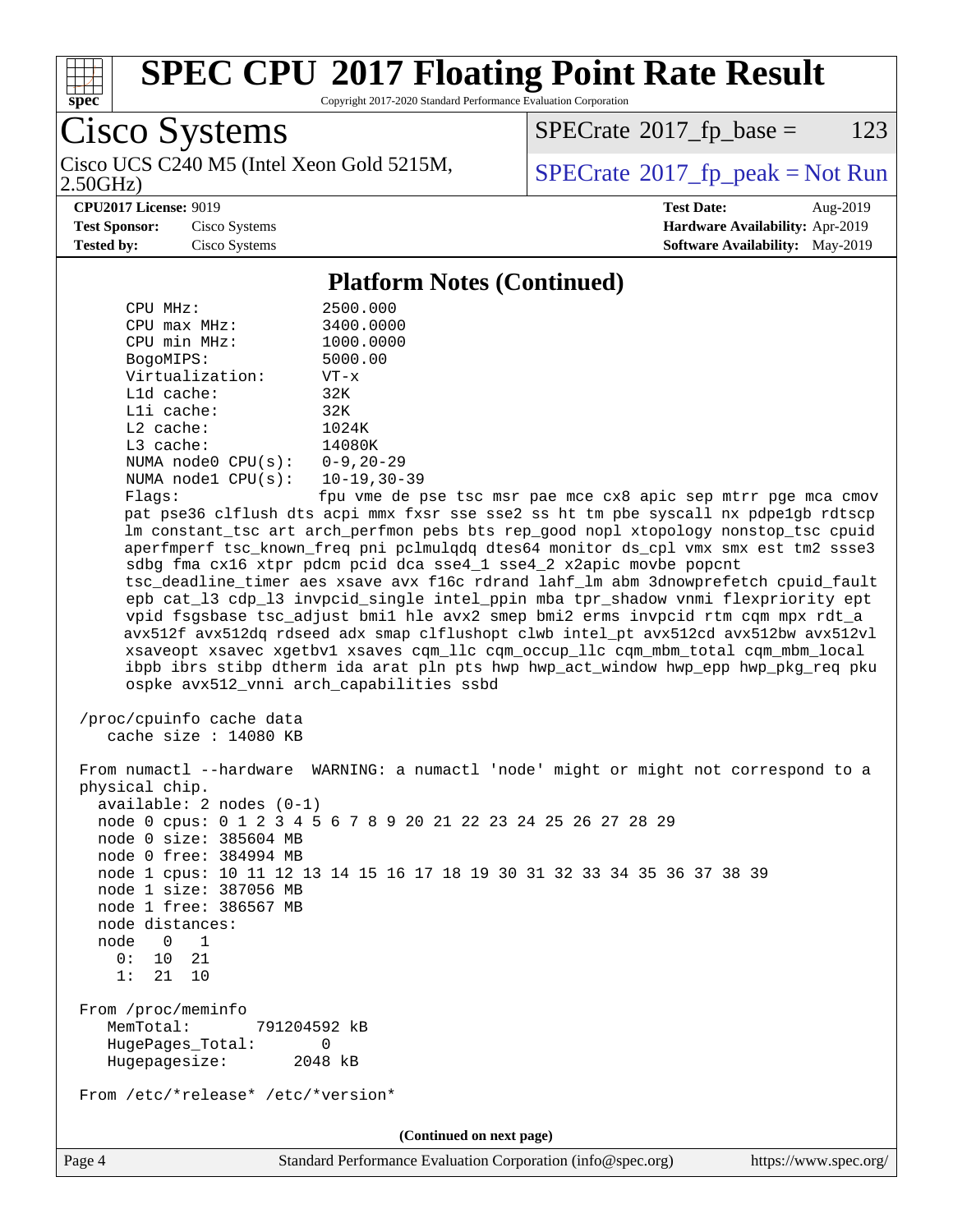## Platform Notes (Continued)

```
    CPU MHz:               2500.000
    CPU max MHz:           3400.0000
    CPU min MHz:           1000.0000
    BogoMIPS:              5000.00
    Virtualization:        VT-x
    L1d cache:             32K
    L1i cache:             32K
    L2 cache:              1024K
    L3 cache:              14080K
    NUMA node0 CPU(s):     0-9,20-29
    NUMA node1 CPU(s):     10-19,30-39
    Flags:                 fpu vme de pse tsc msr pae mce cx8 apic sep mtrr pge mca cmov
    pat pse36 clflush dts acpi mmx fxsr sse sse2 ss ht tm pbe syscall nx pdpe1gb rdtscp
    lm constant_tsc art arch_perfmon pebs bts rep_good nopl xtopology nonstop_tsc cpuid
    aperfmperf tsc_known_freq pni pclmulqdq dtes64 monitor ds_cpl vmx smx est tm2 ssse3
    sdbg fma cx16 xtpr pdcm pcid dca sse4_1 sse4_2 x2apic movbe popcnt
    tsc_deadline_timer aes xsave avx f16c rdrand lahf_lm abm 3dnowprefetch cpuid_fault
    epb cat_l3 cdp_l3 invpcid_single intel_ppin mba tpr_shadow vnmi flexpriority ept
    vpid fsgsbase tsc_adjust bmi1 hle avx2 smep bmi2 erms invpcid rtm cqm mpx rdt_a
    avx512f avx512dq rdseed adx smap clflushopt clwb intel_pt avx512cd avx512bw avx512vl
    xsaveopt xsavec xgetbv1 xsaves cqm_llc cqm_occup_llc cqm_mbm_total cqm_mbm_local
    ibpb ibrs stibp dtherm ida arat pln pts hwp hwp_act_window hwp_epp hwp_pkg_req pku
    ospke avx512_vnni arch_capabilities ssbd

 /proc/cpuinfo cache data
    cache size : 14080 KB

 From numactl --hardware  WARNING: a numactl 'node' might or might not correspond to a
 physical chip.
   available: 2 nodes (0-1)
   node 0 cpus: 0 1 2 3 4 5 6 7 8 9 20 21 22 23 24 25 26 27 28 29
   node 0 size: 385604 MB
   node 0 free: 384994 MB
   node 1 cpus: 10 11 12 13 14 15 16 17 18 19 30 31 32 33 34 35 36 37 38 39
   node 1 size: 387056 MB
   node 1 free: 386567 MB
   node distances:
   node   0   1
     0:  10  21
     1:  21  10

 From /proc/meminfo
    MemTotal:       791204592 kB
    HugePages_Total:       0
    Hugepagesize:       2048 kB

 From /etc/*release* /etc/*version*
```

(Continued on next page)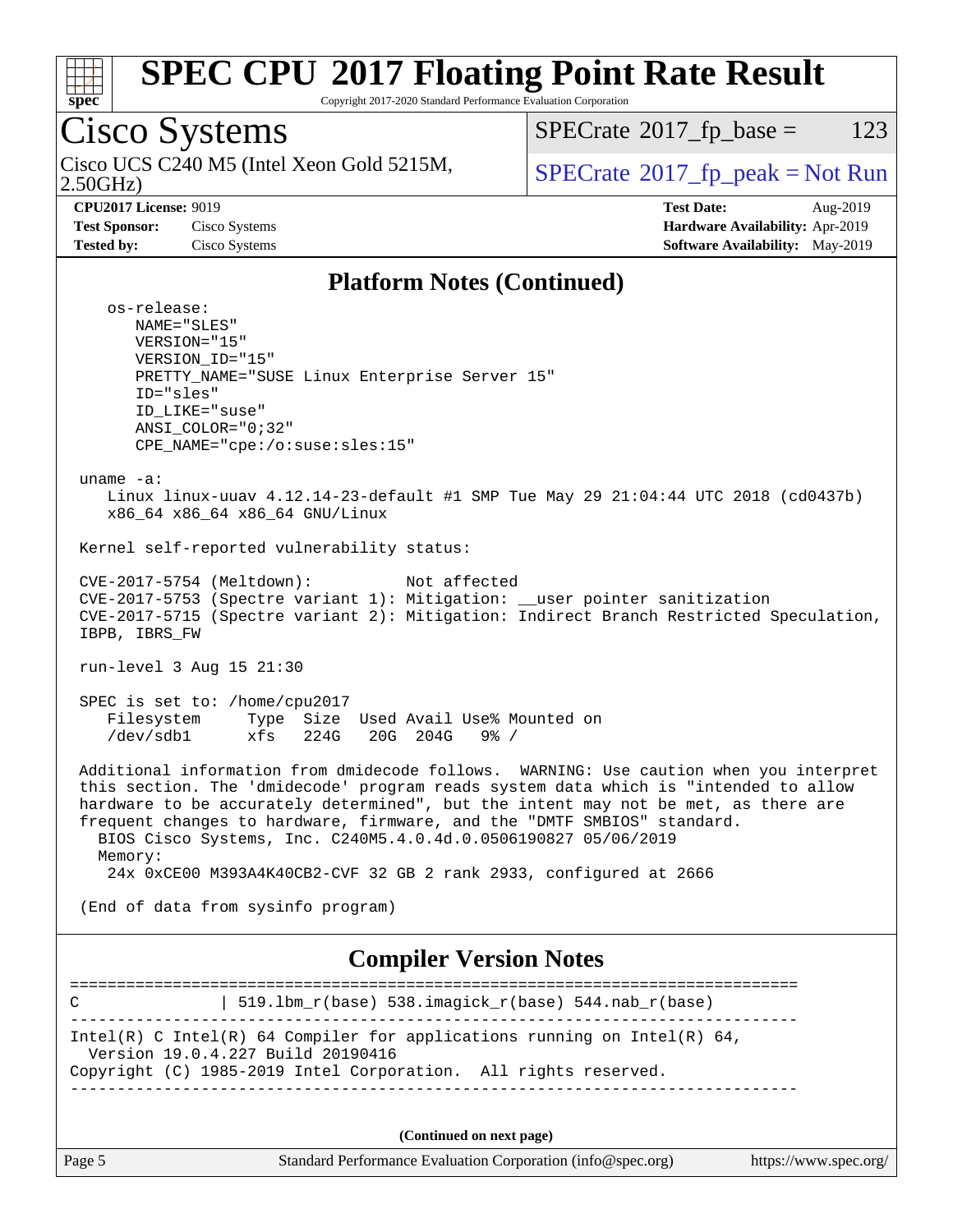## Platform Notes (Continued)

```
    os-release:
       NAME="SLES"
       VERSION="15"
       VERSION_ID="15"
       PRETTY_NAME="SUSE Linux Enterprise Server 15"
       ID="sles"
       ID_LIKE="suse"
       ANSI_COLOR="0;32"
       CPE_NAME="cpe:/o:suse:sles:15"

 uname -a:
    Linux linux-uuav 4.12.14-23-default #1 SMP Tue May 29 21:04:44 UTC 2018 (cd0437b)
    x86_64 x86_64 x86_64 GNU/Linux

 Kernel self-reported vulnerability status:

 CVE-2017-5754 (Meltdown):          Not affected
 CVE-2017-5753 (Spectre variant 1): Mitigation: __user pointer sanitization
 CVE-2017-5715 (Spectre variant 2): Mitigation: Indirect Branch Restricted Speculation,
 IBPB, IBRS_FW

 run-level 3 Aug 15 21:30

 SPEC is set to: /home/cpu2017
    Filesystem     Type  Size  Used Avail Use% Mounted on
    /dev/sdb1      xfs   224G   20G  204G   9% /

 Additional information from dmidecode follows.  WARNING: Use caution when you interpret
 this section. The 'dmidecode' program reads system data which is "intended to allow
 hardware to be accurately determined", but the intent may not be met, as there are
 frequent changes to hardware, firmware, and the "DMTF SMBIOS" standard.
   BIOS Cisco Systems, Inc. C240M5.4.0.4d.0.0506190827 05/06/2019
   Memory:
    24x 0xCE00 M393A4K40CB2-CVF 32 GB 2 rank 2933, configured at 2666

 (End of data from sysinfo program)
```

## Compiler Version Notes

```
==============================================================================
C               | 519.lbm_r(base) 538.imagick_r(base) 544.nab_r(base)
------------------------------------------------------------------------------
Intel(R) C Intel(R) 64 Compiler for applications running on Intel(R) 64,
  Version 19.0.4.227 Build 20190416
Copyright (C) 1985-2019 Intel Corporation.  All rights reserved.
------------------------------------------------------------------------------
```

(Continued on next page)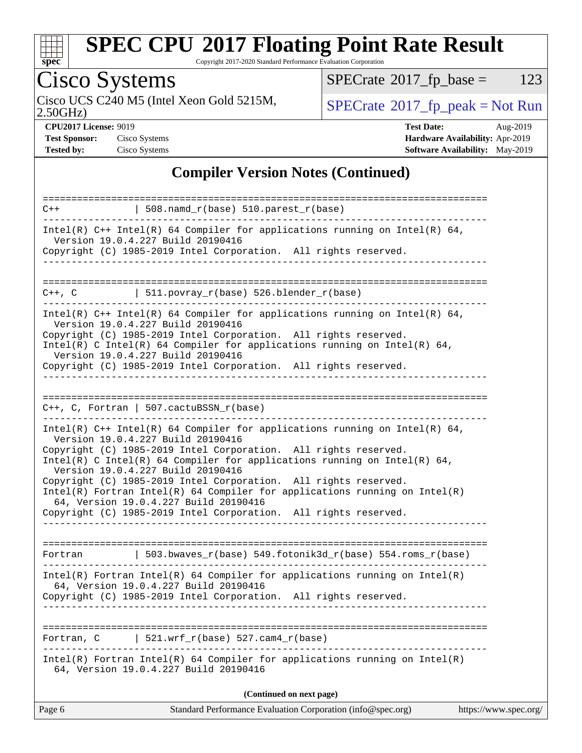# SPEC CPU 2017 Floating Point Rate Result

Copyright 2017-2020 Standard Performance Evaluation Corporation

## Cisco Systems

Cisco UCS C240 M5 (Intel Xeon Gold 5215M, 2.50GHz)

SPECrate 2017_fp_base = 123

SPECrate 2017_fp_peak = Not Run

**CPU2017 License:** 9019
**Test Sponsor:** Cisco Systems
**Tested by:** Cisco Systems

**Test Date:** Aug-2019
**Hardware Availability:** Apr-2019
**Software Availability:** May-2019

## Compiler Version Notes (Continued)

```
==============================================================================
C++             | 508.namd_r(base) 510.parest_r(base)
------------------------------------------------------------------------------
Intel(R) C++ Intel(R) 64 Compiler for applications running on Intel(R) 64,
  Version 19.0.4.227 Build 20190416
Copyright (C) 1985-2019 Intel Corporation.  All rights reserved.
------------------------------------------------------------------------------

==============================================================================
C++, C          | 511.povray_r(base) 526.blender_r(base)
------------------------------------------------------------------------------
Intel(R) C++ Intel(R) 64 Compiler for applications running on Intel(R) 64,
  Version 19.0.4.227 Build 20190416
Copyright (C) 1985-2019 Intel Corporation.  All rights reserved.
Intel(R) C Intel(R) 64 Compiler for applications running on Intel(R) 64,
  Version 19.0.4.227 Build 20190416
Copyright (C) 1985-2019 Intel Corporation.  All rights reserved.
------------------------------------------------------------------------------

==============================================================================
C++, C, Fortran | 507.cactuBSSN_r(base)
------------------------------------------------------------------------------
Intel(R) C++ Intel(R) 64 Compiler for applications running on Intel(R) 64,
  Version 19.0.4.227 Build 20190416
Copyright (C) 1985-2019 Intel Corporation.  All rights reserved.
Intel(R) C Intel(R) 64 Compiler for applications running on Intel(R) 64,
  Version 19.0.4.227 Build 20190416
Copyright (C) 1985-2019 Intel Corporation.  All rights reserved.
Intel(R) Fortran Intel(R) 64 Compiler for applications running on Intel(R)
  64, Version 19.0.4.227 Build 20190416
Copyright (C) 1985-2019 Intel Corporation.  All rights reserved.
------------------------------------------------------------------------------

==============================================================================
Fortran         | 503.bwaves_r(base) 549.fotonik3d_r(base) 554.roms_r(base)
------------------------------------------------------------------------------
Intel(R) Fortran Intel(R) 64 Compiler for applications running on Intel(R)
  64, Version 19.0.4.227 Build 20190416
Copyright (C) 1985-2019 Intel Corporation.  All rights reserved.
------------------------------------------------------------------------------

==============================================================================
Fortran, C      | 521.wrf_r(base) 527.cam4_r(base)
------------------------------------------------------------------------------
Intel(R) Fortran Intel(R) 64 Compiler for applications running on Intel(R)
  64, Version 19.0.4.227 Build 20190416
```

**(Continued on next page)**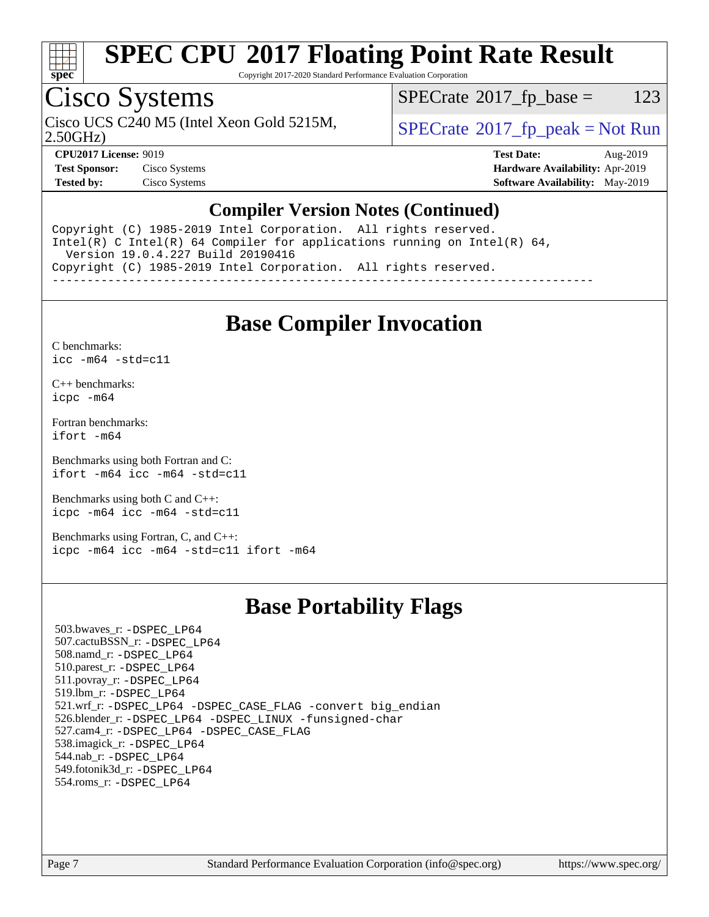# SPEC CPU 2017 Floating Point Rate Result

Copyright 2017-2020 Standard Performance Evaluation Corporation

## Cisco Systems

Cisco UCS C240 M5 (Intel Xeon Gold 5215M, 2.50GHz)

SPECrate 2017_fp_base = 123

SPECrate 2017_fp_peak = Not Run

**CPU2017 License:** 9019
**Test Sponsor:** Cisco Systems
**Tested by:** Cisco Systems

**Test Date:** Aug-2019
**Hardware Availability:** Apr-2019
**Software Availability:** May-2019

### Compiler Version Notes (Continued)

```
Copyright (C) 1985-2019 Intel Corporation.  All rights reserved.
Intel(R) C Intel(R) 64 Compiler for applications running on Intel(R) 64,
  Version 19.0.4.227 Build 20190416
Copyright (C) 1985-2019 Intel Corporation.  All rights reserved.
------------------------------------------------------------------------------
```

## Base Compiler Invocation

C benchmarks:
`icc -m64 -std=c11`

C++ benchmarks:
`icpc -m64`

Fortran benchmarks:
`ifort -m64`

Benchmarks using both Fortran and C:
`ifort -m64 icc -m64 -std=c11`

Benchmarks using both C and C++:
`icpc -m64 icc -m64 -std=c11`

Benchmarks using Fortran, C, and C++:
`icpc -m64 icc -m64 -std=c11 ifort -m64`

## Base Portability Flags

503.bwaves_r: -DSPEC_LP64
507.cactuBSSN_r: -DSPEC_LP64
508.namd_r: -DSPEC_LP64
510.parest_r: -DSPEC_LP64
511.povray_r: -DSPEC_LP64
519.lbm_r: -DSPEC_LP64
521.wrf_r: -DSPEC_LP64 -DSPEC_CASE_FLAG -convert big_endian
526.blender_r: -DSPEC_LP64 -DSPEC_LINUX -funsigned-char
527.cam4_r: -DSPEC_LP64 -DSPEC_CASE_FLAG
538.imagick_r: -DSPEC_LP64
544.nab_r: -DSPEC_LP64
549.fotonik3d_r: -DSPEC_LP64
554.roms_r: -DSPEC_LP64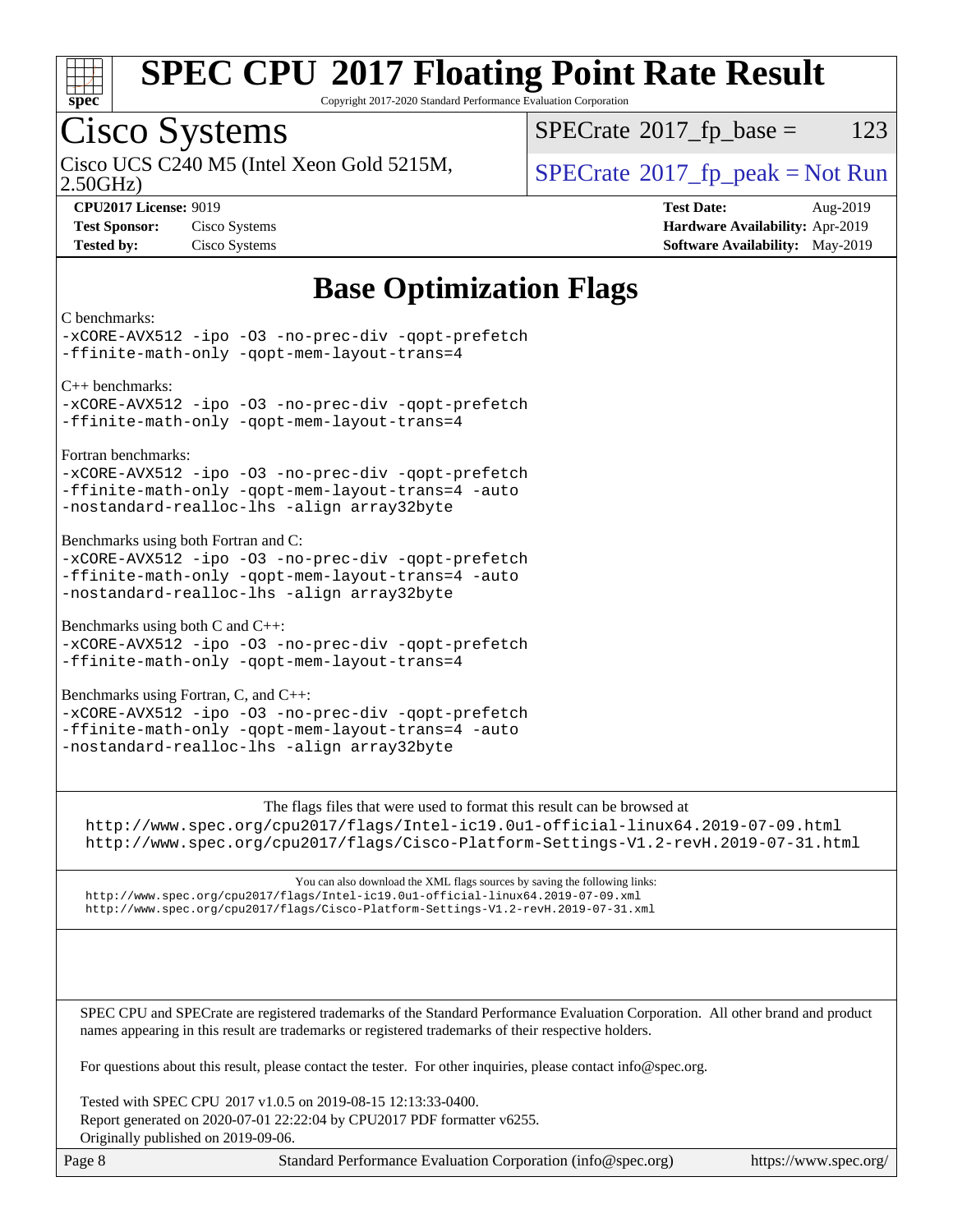# SPEC CPU 2017 Floating Point Rate Result

Copyright 2017-2020 Standard Performance Evaluation Corporation

## Cisco Systems

Cisco UCS C240 M5 (Intel Xeon Gold 5215M, 2.50GHz)

SPECrate 2017_fp_base = 123

SPECrate 2017_fp_peak = Not Run

**CPU2017 License:** 9019
**Test Sponsor:** Cisco Systems
**Tested by:** Cisco Systems

**Test Date:** Aug-2019
**Hardware Availability:** Apr-2019
**Software Availability:** May-2019

## Base Optimization Flags

C benchmarks:
```
-xCORE-AVX512 -ipo -O3 -no-prec-div -qopt-prefetch
-ffinite-math-only -qopt-mem-layout-trans=4
```

C++ benchmarks:
```
-xCORE-AVX512 -ipo -O3 -no-prec-div -qopt-prefetch
-ffinite-math-only -qopt-mem-layout-trans=4
```

Fortran benchmarks:
```
-xCORE-AVX512 -ipo -O3 -no-prec-div -qopt-prefetch
-ffinite-math-only -qopt-mem-layout-trans=4 -auto
-nostandard-realloc-lhs -align array32byte
```

Benchmarks using both Fortran and C:
```
-xCORE-AVX512 -ipo -O3 -no-prec-div -qopt-prefetch
-ffinite-math-only -qopt-mem-layout-trans=4 -auto
-nostandard-realloc-lhs -align array32byte
```

Benchmarks using both C and C++:
```
-xCORE-AVX512 -ipo -O3 -no-prec-div -qopt-prefetch
-ffinite-math-only -qopt-mem-layout-trans=4
```

Benchmarks using Fortran, C, and C++:
```
-xCORE-AVX512 -ipo -O3 -no-prec-div -qopt-prefetch
-ffinite-math-only -qopt-mem-layout-trans=4 -auto
-nostandard-realloc-lhs -align array32byte
```

The flags files that were used to format this result can be browsed at
http://www.spec.org/cpu2017/flags/Intel-ic19.0u1-official-linux64.2019-07-09.html
http://www.spec.org/cpu2017/flags/Cisco-Platform-Settings-V1.2-revH.2019-07-31.html

You can also download the XML flags sources by saving the following links:
http://www.spec.org/cpu2017/flags/Intel-ic19.0u1-official-linux64.2019-07-09.xml
http://www.spec.org/cpu2017/flags/Cisco-Platform-Settings-V1.2-revH.2019-07-31.xml

SPEC CPU and SPECrate are registered trademarks of the Standard Performance Evaluation Corporation. All other brand and product names appearing in this result are trademarks or registered trademarks of their respective holders.

For questions about this result, please contact the tester. For other inquiries, please contact info@spec.org.

Tested with SPEC CPU 2017 v1.0.5 on 2019-08-15 12:13:33-0400.
Report generated on 2020-07-01 22:22:04 by CPU2017 PDF formatter v6255.
Originally published on 2019-09-06.